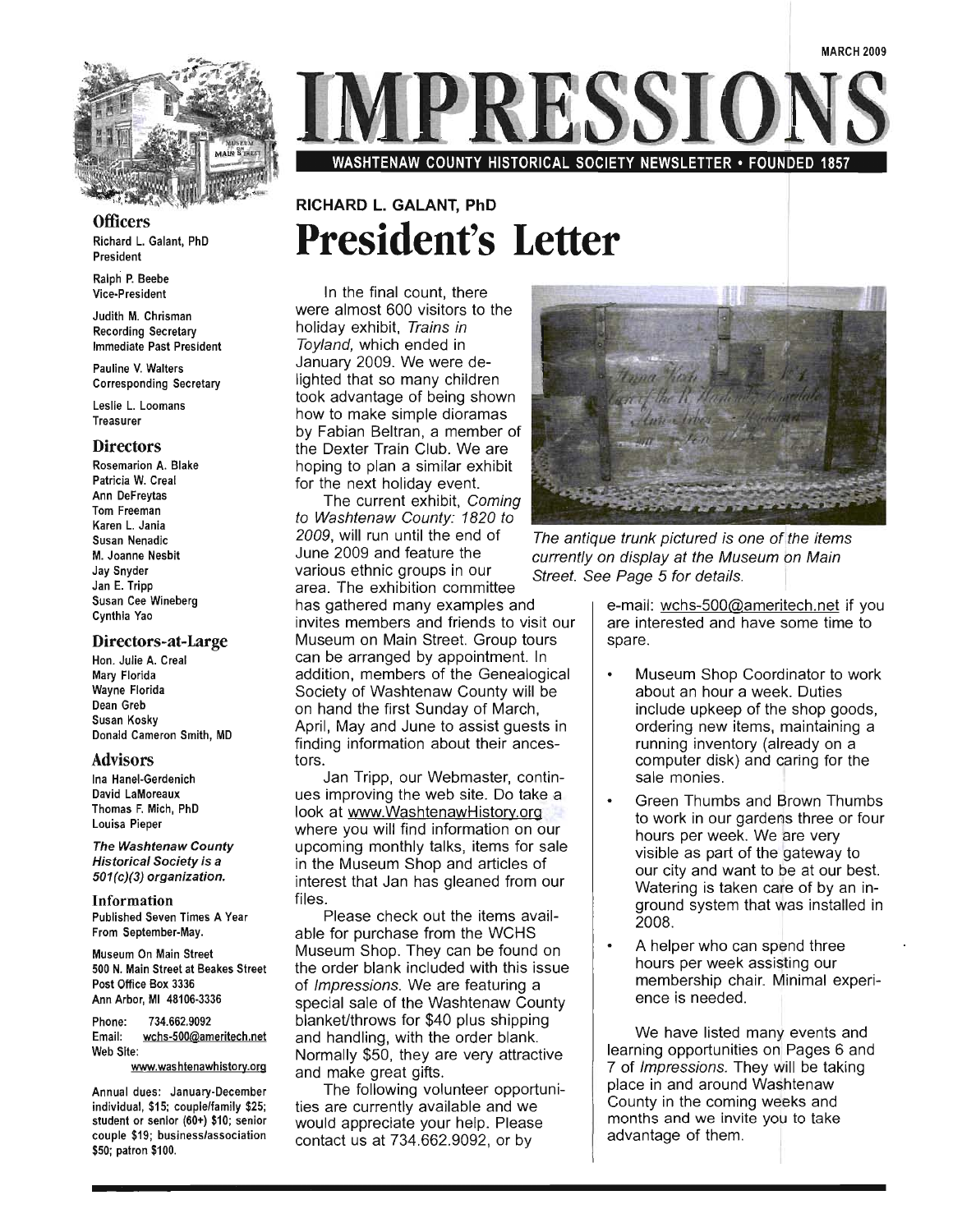MARCH 2009

# IMPRESSIONS

WASHTENAW COUNTY HISTORICAL SOCIETY NEWSLETTER • FOUNDED 1857

## Officers

Richard L. Galant, PhD
President

Ralph P. Beebe
Vice-President

Judith M. Chrisman
Recording Secretary
Immediate Past President

Pauline V. Walters
Corresponding Secretary

Leslie L. Loomans
Treasurer

## Directors

Rosemarion A. Blake
Patricia W. Creal
Ann DeFreytas
Tom Freeman
Karen L. Jania
Susan Nenadic
M. Joanne Nesbit
Jay Snyder
Jan E. Tripp
Susan Cee Wineberg
Cynthia Yao

## Directors-at-Large

Hon. Julie A. Creal
Mary Florida
Wayne Florida
Dean Greb
Susan Kosky
Donald Cameron Smith, MD

## Advisors

Ina Hanel-Gerdenich
David LaMoreaux
Thomas F. Mich, PhD
Louisa Pieper

***The Washtenaw County Historical Society is a 501(c)(3) organization.***

## Information

Published Seven Times A Year From September-May.

Museum On Main Street
500 N. Main Street at Beakes Street
Post Office Box 3336
Ann Arbor, MI 48106-3336

Phone: 734.662.9092
Email: wchs-500@ameritech.net
Web Site: www.washtenawhistory.org

Annual dues: January-December individual, $15; couple/family $25; student or senior (60+) $10; senior couple $19; business/association $50; patron $100.

RICHARD L. GALANT, PhD

# President's Letter

In the final count, there were almost 600 visitors to the holiday exhibit, *Trains in Toyland,* which ended in January 2009. We were delighted that so many children took advantage of being shown how to make simple dioramas by Fabian Beltran, a member of the Dexter Train Club. We are hoping to plan a similar exhibit for the next holiday event.

The current exhibit, *Coming to Washtenaw County: 1820 to 2009*, will run until the end of June 2009 and feature the various ethnic groups in our area. The exhibition committee has gathered many examples and invites members and friends to visit our Museum on Main Street. Group tours can be arranged by appointment. In addition, members of the Genealogical Society of Washtenaw County will be on hand the first Sunday of March, April, May and June to assist guests in finding information about their ancestors.

Jan Tripp, our Webmaster, continues improving the web site. Do take a look at www.WashtenawHistory.org where you will find information on our upcoming monthly talks, items for sale in the Museum Shop and articles of interest that Jan has gleaned from our files.

Please check out the items available for purchase from the WCHS Museum Shop. They can be found on the order blank included with this issue of *Impressions*. We are featuring a special sale of the Washtenaw County blanket/throws for $40 plus shipping and handling, with the order blank. Normally $50, they are very attractive and make great gifts.

The following volunteer opportunities are currently available and we would appreciate your help. Please contact us at 734.662.9092, or by e-mail: wchs-500@ameritech.net if you are interested and have some time to spare.

*The antique trunk pictured is one of the items currently on display at the Museum on Main Street. See Page 5 for details.*

- Museum Shop Coordinator to work about an hour a week. Duties include upkeep of the shop goods, ordering new items, maintaining a running inventory (already on a computer disk) and caring for the sale monies.
- Green Thumbs and Brown Thumbs to work in our gardens three or four hours per week. We are very visible as part of the gateway to our city and want to be at our best. Watering is taken care of by an in-ground system that was installed in 2008.
- A helper who can spend three hours per week assisting our membership chair. Minimal experience is needed.

We have listed many events and learning opportunities on Pages 6 and 7 of *Impressions*. They will be taking place in and around Washtenaw County in the coming weeks and months and we invite you to take advantage of them.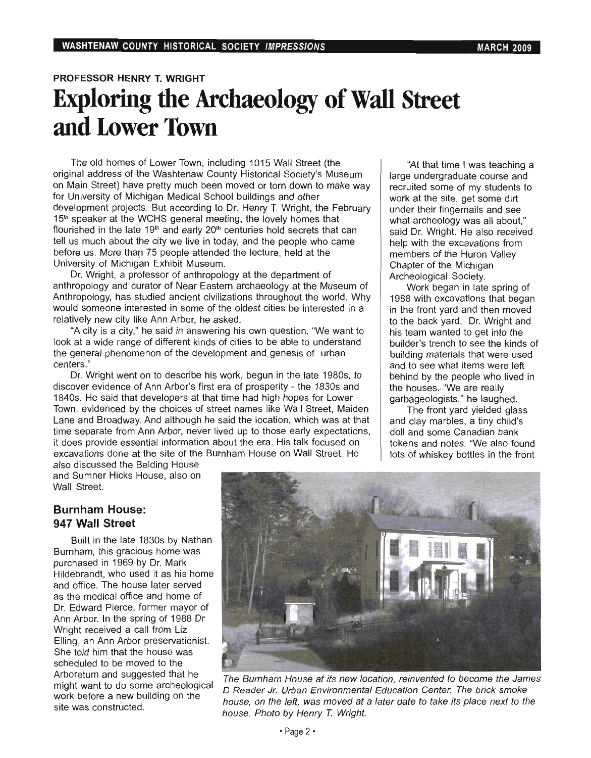**PROFESSOR HENRY T. WRIGHT**

# Exploring the Archaeology of Wall Street and Lower Town

The old homes of Lower Town, including 1015 Wall Street (the original address of the Washtenaw County Historical Society's Museum on Main Street) have pretty much been moved or torn down to make way for University of Michigan Medical School buildings and other development projects. But according to Dr. Henry T. Wright, the February 15th speaker at the WCHS general meeting, the lovely homes that flourished in the late 19th and early 20th centuries hold secrets that can tell us much about the city we live in today, and the people who came before us. More than 75 people attended the lecture, held at the University of Michigan Exhibit Museum.

Dr. Wright, a professor of anthropology at the department of anthropology and curator of Near Eastern archaeology at the Museum of Anthropology, has studied ancient civilizations throughout the world. Why would someone interested in some of the oldest cities be interested in a relatively new city like Ann Arbor, he asked.

"A city is a city," he said in answering his own question. "We want to look at a wide range of different kinds of cities to be able to understand the general phenomenon of the development and genesis of urban centers."

Dr. Wright went on to describe his work, begun in the late 1980s, to discover evidence of Ann Arbor's first era of prosperity - the 1830s and 1840s. He said that developers at that time had high hopes for Lower Town, evidenced by the choices of street names like Wall Street, Maiden Lane and Broadway. And although he said the location, which was at that time separate from Ann Arbor, never lived up to those early expectations, it does provide essential information about the era. His talk focused on excavations done at the site of the Burnham House on Wall Street. He also discussed the Belding House and Sumner Hicks House, also on Wall Street.

## Burnham House: 947 Wall Street

Built in the late 1830s by Nathan Burnham, this gracious home was purchased in 1969 by Dr. Mark Hildebrandt, who used it as his home and office. The house later served as the medical office and home of Dr. Edward Pierce, former mayor of Ann Arbor. In the spring of 1988 Dr Wright received a call from Liz Elling, an Ann Arbor preservationist. She told him that the house was scheduled to be moved to the Arboretum and suggested that he might want to do some archeological work before a new building on the site was constructed.

"At that time I was teaching a large undergraduate course and recruited some of my students to work at the site, get some dirt under their fingernails and see what archeology was all about," said Dr. Wright. He also received help with the excavations from members of the Huron Valley Chapter of the Michigan Archeological Society.

Work began in late spring of 1988 with excavations that began in the front yard and then moved to the back yard. Dr. Wright and his team wanted to get into the builder's trench to see the kinds of building materials that were used and to see what items were left behind by the people who lived in the houses. "We are really garbageologists," he laughed.

The front yard yielded glass and clay marbles, a tiny child's doll and some Canadian bank tokens and notes. "We also found lots of whiskey bottles in the front

*The Burnham House at its new location, reinvented to become the James D Reader Jr. Urban Environmental Education Center. The brick smoke house, on the left, was moved at a later date to take its place next to the house. Photo by Henry T. Wright.*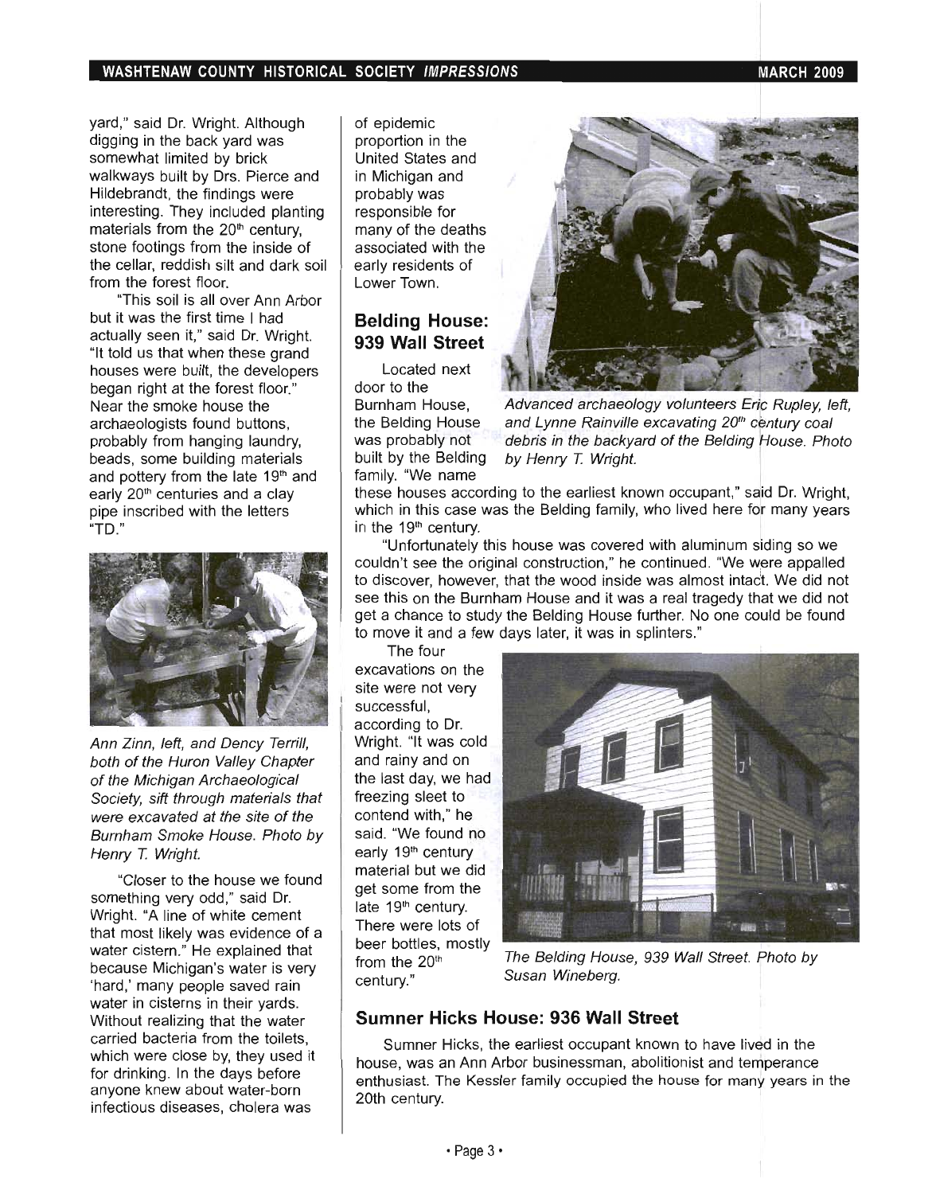yard," said Dr. Wright. Although digging in the back yard was somewhat limited by brick walkways built by Drs. Pierce and Hildebrandt, the findings were interesting. They included planting materials from the 20th century, stone footings from the inside of the cellar, reddish silt and dark soil from the forest floor.

"This soil is all over Ann Arbor but it was the first time I had actually seen it," said Dr. Wright. "It told us that when these grand houses were built, the developers began right at the forest floor." Near the smoke house the archaeologists found buttons, probably from hanging laundry, beads, some building materials and pottery from the late 19th and early 20th centuries and a clay pipe inscribed with the letters "TD."

*Ann Zinn, left, and Dency Terrill, both of the Huron Valley Chapter of the Michigan Archaeological Society, sift through materials that were excavated at the site of the Burnham Smoke House. Photo by Henry T. Wright.*

"Closer to the house we found something very odd," said Dr. Wright. "A line of white cement that most likely was evidence of a water cistern." He explained that because Michigan's water is very 'hard,' many people saved rain water in cisterns in their yards. Without realizing that the water carried bacteria from the toilets, which were close by, they used it for drinking. In the days before anyone knew about water-born infectious diseases, cholera was of epidemic proportion in the United States and in Michigan and probably was responsible for many of the deaths associated with the early residents of Lower Town.

## Belding House: 939 Wall Street

Located next door to the Burnham House, the Belding House was probably not built by the Belding family. "We name these houses according to the earliest known occupant," said Dr. Wright, which in this case was the Belding family, who lived here for many years in the 19th century.

*Advanced archaeology volunteers Eric Rupley, left, and Lynne Rainville excavating 20th century coal debris in the backyard of the Belding House. Photo by Henry T. Wright.*

"Unfortunately this house was covered with aluminum siding so we couldn't see the original construction," he continued. "We were appalled to discover, however, that the wood inside was almost intact. We did not see this on the Burnham House and it was a real tragedy that we did not get a chance to study the Belding House further. No one could be found to move it and a few days later, it was in splinters."

The four excavations on the site were not very successful, according to Dr. Wright. "It was cold and rainy and on the last day, we had freezing sleet to contend with," he said. "We found no early 19th century material but we did get some from the late 19th century. There were lots of beer bottles, mostly from the 20th century."

*The Belding House, 939 Wall Street. Photo by Susan Wineberg.*

## Sumner Hicks House: 936 Wall Street

Sumner Hicks, the earliest occupant known to have lived in the house, was an Ann Arbor businessman, abolitionist and temperance enthusiast. The Kessler family occupied the house for many years in the 20th century.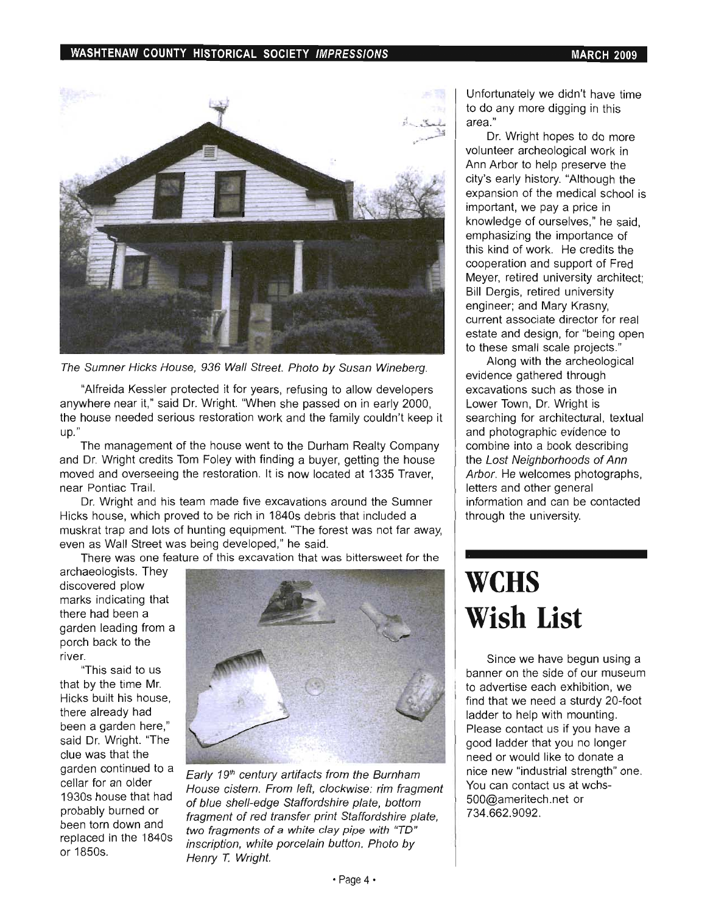The Sumner Hicks House, 936 Wall Street. Photo by Susan Wineberg.

"Alfreida Kessler protected it for years, refusing to allow developers anywhere near it," said Dr. Wright. "When she passed on in early 2000, the house needed serious restoration work and the family couldn't keep it up."

The management of the house went to the Durham Realty Company and Dr. Wright credits Tom Foley with finding a buyer, getting the house moved and overseeing the restoration. It is now located at 1335 Traver, near Pontiac Trail.

Dr. Wright and his team made five excavations around the Sumner Hicks house, which proved to be rich in 1840s debris that included a muskrat trap and lots of hunting equipment. "The forest was not far away, even as Wall Street was being developed," he said.

There was one feature of this excavation that was bittersweet for the archaeologists. They discovered plow marks indicating that there had been a garden leading from a porch back to the river.

"This said to us that by the time Mr. Hicks built his house, there already had been a garden here," said Dr. Wright. "The clue was that the garden continued to a cellar for an older 1930s house that had probably burned or been torn down and replaced in the 1840s or 1850s.

*Early 19th century artifacts from the Burnham House cistern. From left, clockwise: rim fragment of blue shell-edge Staffordshire plate, bottom fragment of red transfer print Staffordshire plate, two fragments of a white clay pipe with "TD" inscription, white porcelain button. Photo by Henry T. Wright.*

Unfortunately we didn't have time to do any more digging in this area."

Dr. Wright hopes to do more volunteer archeological work in Ann Arbor to help preserve the city's early history. "Although the expansion of the medical school is important, we pay a price in knowledge of ourselves," he said, emphasizing the importance of this kind of work. He credits the cooperation and support of Fred Meyer, retired university architect; Bill Dergis, retired university engineer; and Mary Krasny, current associate director for real estate and design, for "being open to these small scale projects."

Along with the archeological evidence gathered through excavations such as those in Lower Town, Dr. Wright is searching for architectural, textual and photographic evidence to combine into a book describing the *Lost Neighborhoods of Ann Arbor*. He welcomes photographs, letters and other general information and can be contacted through the university.

# WCHS Wish List

Since we have begun using a banner on the side of our museum to advertise each exhibition, we find that we need a sturdy 20-foot ladder to help with mounting. Please contact us if you have a good ladder that you no longer need or would like to donate a nice new "industrial strength" one. You can contact us at wchs-500@ameritech.net or 734.662.9092.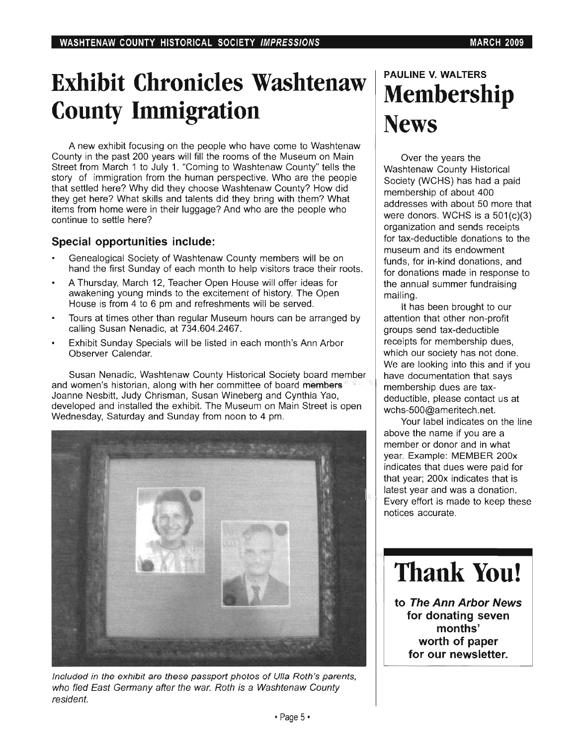# Exhibit Chronicles Washtenaw County Immigration

A new exhibit focusing on the people who have come to Washtenaw County in the past 200 years will fill the rooms of the Museum on Main Street from March 1 to July 1. "Coming to Washtenaw County" tells the story of immigration from the human perspective. Who are the people that settled here? Why did they choose Washtenaw County? How did they get here? What skills and talents did they bring with them? What items from home were in their luggage? And who are the people who continue to settle here?

### Special opportunities include:

- Genealogical Society of Washtenaw County members will be on hand the first Sunday of each month to help visitors trace their roots.
- A Thursday, March 12, Teacher Open House will offer ideas for awakening young minds to the excitement of history. The Open House is from 4 to 6 pm and refreshments will be served.
- Tours at times other than regular Museum hours can be arranged by calling Susan Nenadic, at 734.604.2467.
- Exhibit Sunday Specials will be listed in each month's Ann Arbor Observer Calendar.

Susan Nenadic, Washtenaw County Historical Society board member and women's historian, along with her committee of board members Joanne Nesbitt, Judy Chrisman, Susan Wineberg and Cynthia Yao, developed and installed the exhibit. The Museum on Main Street is open Wednesday, Saturday and Sunday from noon to 4 pm.

*Included in the exhibit are these passport photos of Ulla Roth's parents, who fled East Germany after the war. Roth is a Washtenaw County resident.*

PAULINE V. WALTERS

# Membership News

Over the years the Washtenaw County Historical Society (WCHS) has had a paid membership of about 400 addresses with about 50 more that were donors. WCHS is a 501(c)(3) organization and sends receipts for tax-deductible donations to the museum and its endowment funds, for in-kind donations, and for donations made in response to the annual summer fundraising mailing.

It has been brought to our attention that other non-profit groups send tax-deductible receipts for membership dues, which our society has not done. We are looking into this and if you have documentation that says membership dues are tax-deductible, please contact us at wchs-500@ameritech.net.

Your label indicates on the line above the name if you are a member or donor and in what year. Example: MEMBER 200x indicates that dues were paid for that year; 200x indicates that is latest year and was a donation. Every effort is made to keep these notices accurate.

# Thank You!

**to *The Ann Arbor News* for donating seven months' worth of paper for our newsletter.**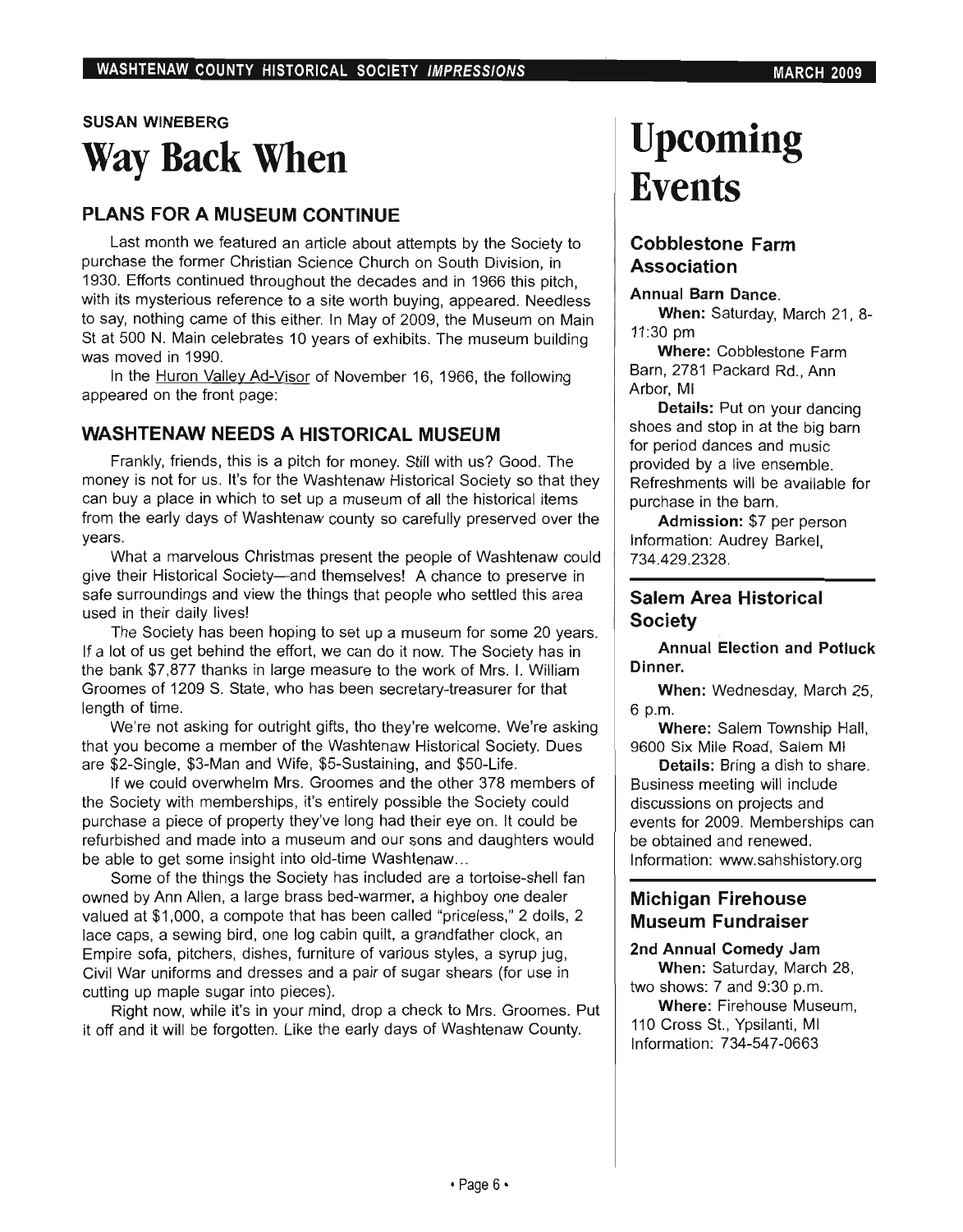SUSAN WINEBERG

# Way Back When

## PLANS FOR A MUSEUM CONTINUE

Last month we featured an article about attempts by the Society to purchase the former Christian Science Church on South Division, in 1930. Efforts continued throughout the decades and in 1966 this pitch, with its mysterious reference to a site worth buying, appeared. Needless to say, nothing came of this either. In May of 2009, the Museum on Main St at 500 N. Main celebrates 10 years of exhibits. The museum building was moved in 1990.

In the Huron Valley Ad-Visor of November 16, 1966, the following appeared on the front page:

## WASHTENAW NEEDS A HISTORICAL MUSEUM

Frankly, friends, this is a pitch for money. Still with us? Good. The money is not for us. It's for the Washtenaw Historical Society so that they can buy a place in which to set up a museum of all the historical items from the early days of Washtenaw county so carefully preserved over the years.

What a marvelous Christmas present the people of Washtenaw could give their Historical Society—and themselves! A chance to preserve in safe surroundings and view the things that people who settled this area used in their daily lives!

The Society has been hoping to set up a museum for some 20 years. If a lot of us get behind the effort, we can do it now. The Society has in the bank $7,877 thanks in large measure to the work of Mrs. I. William Groomes of 1209 S. State, who has been secretary-treasurer for that length of time.

We're not asking for outright gifts, tho they're welcome. We're asking that you become a member of the Washtenaw Historical Society. Dues are $2-Single, $3-Man and Wife, $5-Sustaining, and $50-Life.

If we could overwhelm Mrs. Groomes and the other 378 members of the Society with memberships, it's entirely possible the Society could purchase a piece of property they've long had their eye on. It could be refurbished and made into a museum and our sons and daughters would be able to get some insight into old-time Washtenaw...

Some of the things the Society has included are a tortoise-shell fan owned by Ann Allen, a large brass bed-warmer, a highboy one dealer valued at $1,000, a compote that has been called "priceless," 2 dolls, 2 lace caps, a sewing bird, one log cabin quilt, a grandfather clock, an Empire sofa, pitchers, dishes, furniture of various styles, a syrup jug, Civil War uniforms and dresses and a pair of sugar shears (for use in cutting up maple sugar into pieces).

Right now, while it's in your mind, drop a check to Mrs. Groomes. Put it off and it will be forgotten. Like the early days of Washtenaw County.

# Upcoming Events

## Cobblestone Farm Association

**Annual Barn Dance.**

**When:** Saturday, March 21, 8-11:30 pm

**Where:** Cobblestone Farm Barn, 2781 Packard Rd., Ann Arbor, MI

**Details:** Put on your dancing shoes and stop in at the big barn for period dances and music provided by a live ensemble. Refreshments will be available for purchase in the barn.

**Admission:** $7 per person
Information: Audrey Barkel, 734.429.2328.

## Salem Area Historical Society

**Annual Election and Potluck Dinner.**

**When:** Wednesday, March 25, 6 p.m.

**Where:** Salem Township Hall, 9600 Six Mile Road, Salem MI

**Details:** Bring a dish to share. Business meeting will include discussions on projects and events for 2009. Memberships can be obtained and renewed.
Information: www.sahshistory.org

## Michigan Firehouse Museum Fundraiser

**2nd Annual Comedy Jam**

**When:** Saturday, March 28, two shows: 7 and 9:30 p.m.

**Where:** Firehouse Museum, 110 Cross St., Ypsilanti, MI
Information: 734-547-0663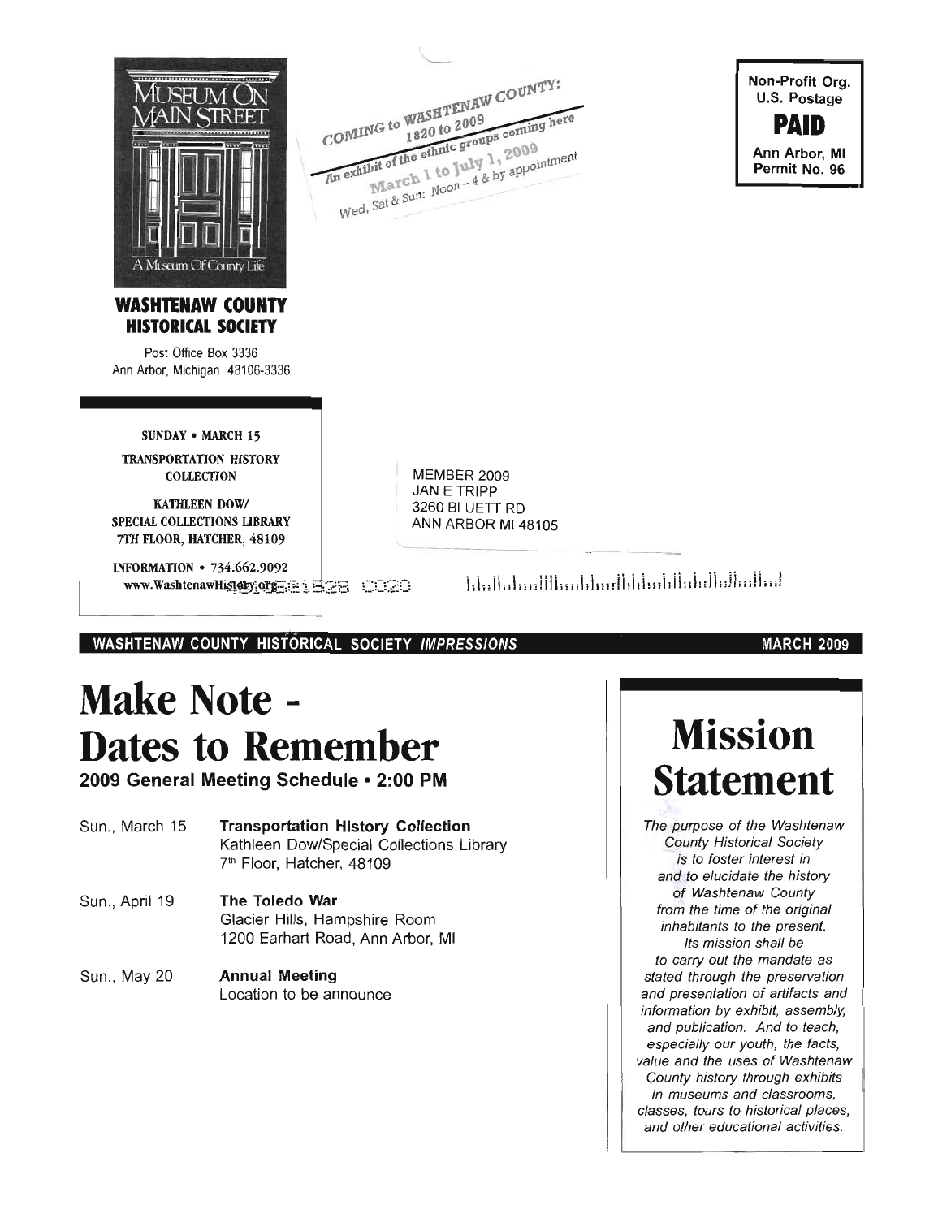MUSEUM ON MAIN STREET

A Museum Of County Life

**WASHTENAW COUNTY HISTORICAL SOCIETY**

Post Office Box 3336
Ann Arbor, Michigan 48106-3336

COMING to WASHTENAW COUNTY:
1820 to 2009
An exhibit of the ethnic groups coming here
March 1 to July 1, 2009
Wed, Sat & Sun: Noon - 4 & by appointment

Non-Profit Org.
U.S. Postage
**PAID**
Ann Arbor, MI
Permit No. 96

SUNDAY • MARCH 15

TRANSPORTATION HISTORY COLLECTION

KATHLEEN DOW/
SPECIAL COLLECTIONS LIBRARY
7TH FLOOR, HATCHER, 48109

INFORMATION • 734.662.9092
www.WashtenawHistory.org

MEMBER 2009
JAN E TRIPP
3260 BLUETT RD
ANN ARBOR MI 48105

WASHTENAW COUNTY HISTORICAL SOCIETY *IMPRESSIONS* MARCH 2009

# Make Note - Dates to Remember

**2009 General Meeting Schedule • 2:00 PM**

| | |
|---|---|
| Sun., March 15 | **Transportation History Collection** Kathleen Dow/Special Collections Library 7th Floor, Hatcher, 48109 |
| Sun., April 19 | **The Toledo War** Glacier Hills, Hampshire Room 1200 Earhart Road, Ann Arbor, MI |
| Sun., May 20 | **Annual Meeting** Location to be announce |

# Mission Statement

*The purpose of the Washtenaw County Historical Society is to foster interest in and to elucidate the history of Washtenaw County from the time of the original inhabitants to the present. Its mission shall be to carry out the mandate as stated through the preservation and presentation of artifacts and information by exhibit, assembly, and publication. And to teach, especially our youth, the facts, value and the uses of Washtenaw County history through exhibits in museums and classrooms, classes, tours to historical places, and other educational activities.*